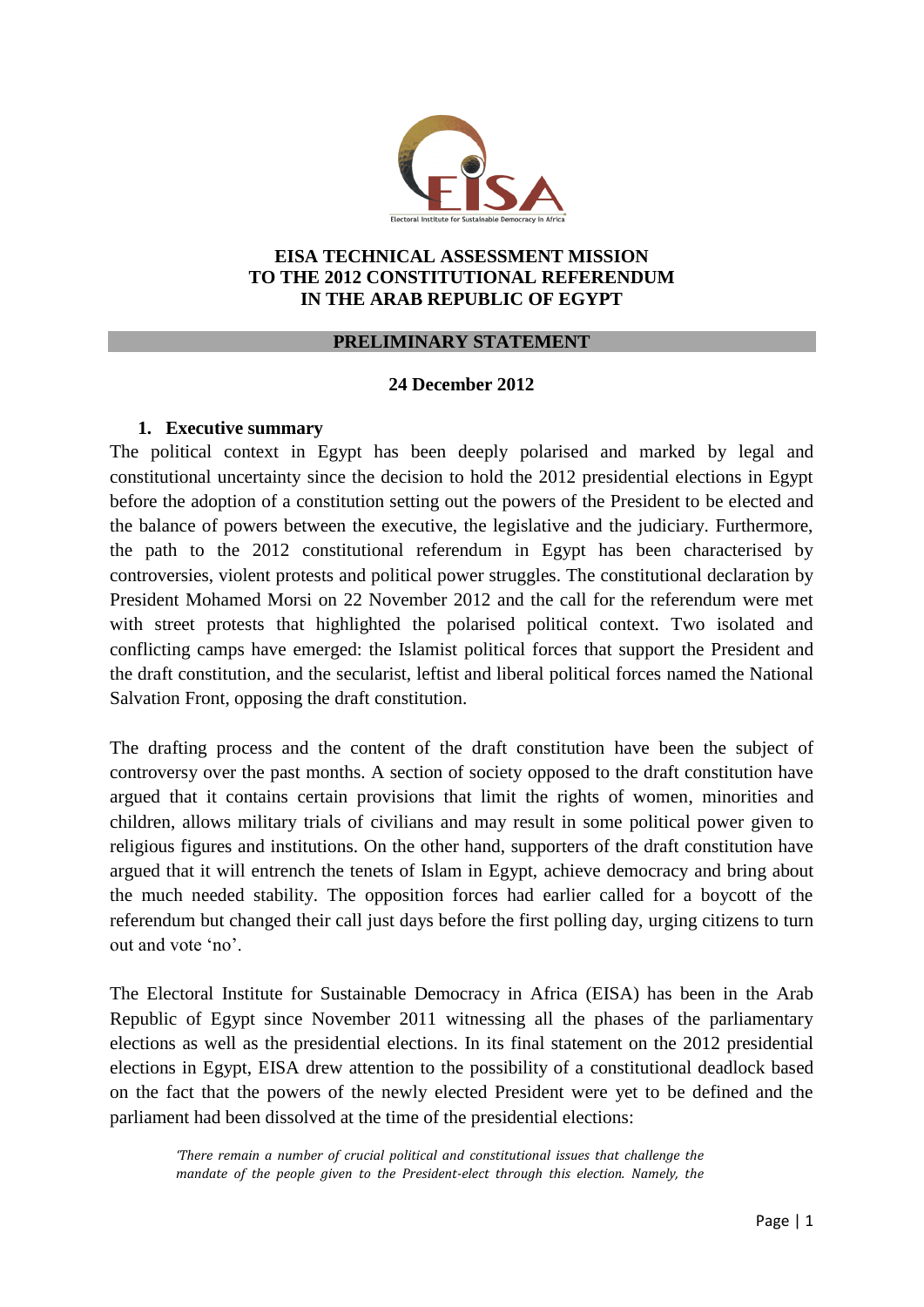# EISA TECHNICAL ASSESSMENT MISSION TO THE 2012 CONSTITUTIONAL REFERENDUM IN THE ARAB REPUBLIC OF EGYPT

## PRELIMINARY STATEMENT

**24 December 2012**

### 1. Executive summary

The political context in Egypt has been deeply polarised and marked by legal and constitutional uncertainty since the decision to hold the 2012 presidential elections in Egypt before the adoption of a constitution setting out the powers of the President to be elected and the balance of powers between the executive, the legislative and the judiciary. Furthermore, the path to the 2012 constitutional referendum in Egypt has been characterised by controversies, violent protests and political power struggles. The constitutional declaration by President Mohamed Morsi on 22 November 2012 and the call for the referendum were met with street protests that highlighted the polarised political context. Two isolated and conflicting camps have emerged: the Islamist political forces that support the President and the draft constitution, and the secularist, leftist and liberal political forces named the National Salvation Front, opposing the draft constitution.

The drafting process and the content of the draft constitution have been the subject of controversy over the past months. A section of society opposed to the draft constitution have argued that it contains certain provisions that limit the rights of women, minorities and children, allows military trials of civilians and may result in some political power given to religious figures and institutions. On the other hand, supporters of the draft constitution have argued that it will entrench the tenets of Islam in Egypt, achieve democracy and bring about the much needed stability. The opposition forces had earlier called for a boycott of the referendum but changed their call just days before the first polling day, urging citizens to turn out and vote 'no'.

The Electoral Institute for Sustainable Democracy in Africa (EISA) has been in the Arab Republic of Egypt since November 2011 witnessing all the phases of the parliamentary elections as well as the presidential elections. In its final statement on the 2012 presidential elections in Egypt, EISA drew attention to the possibility of a constitutional deadlock based on the fact that the powers of the newly elected President were yet to be defined and the parliament had been dissolved at the time of the presidential elections:

> *'There remain a number of crucial political and constitutional issues that challenge the mandate of the people given to the President-elect through this election. Namely, the*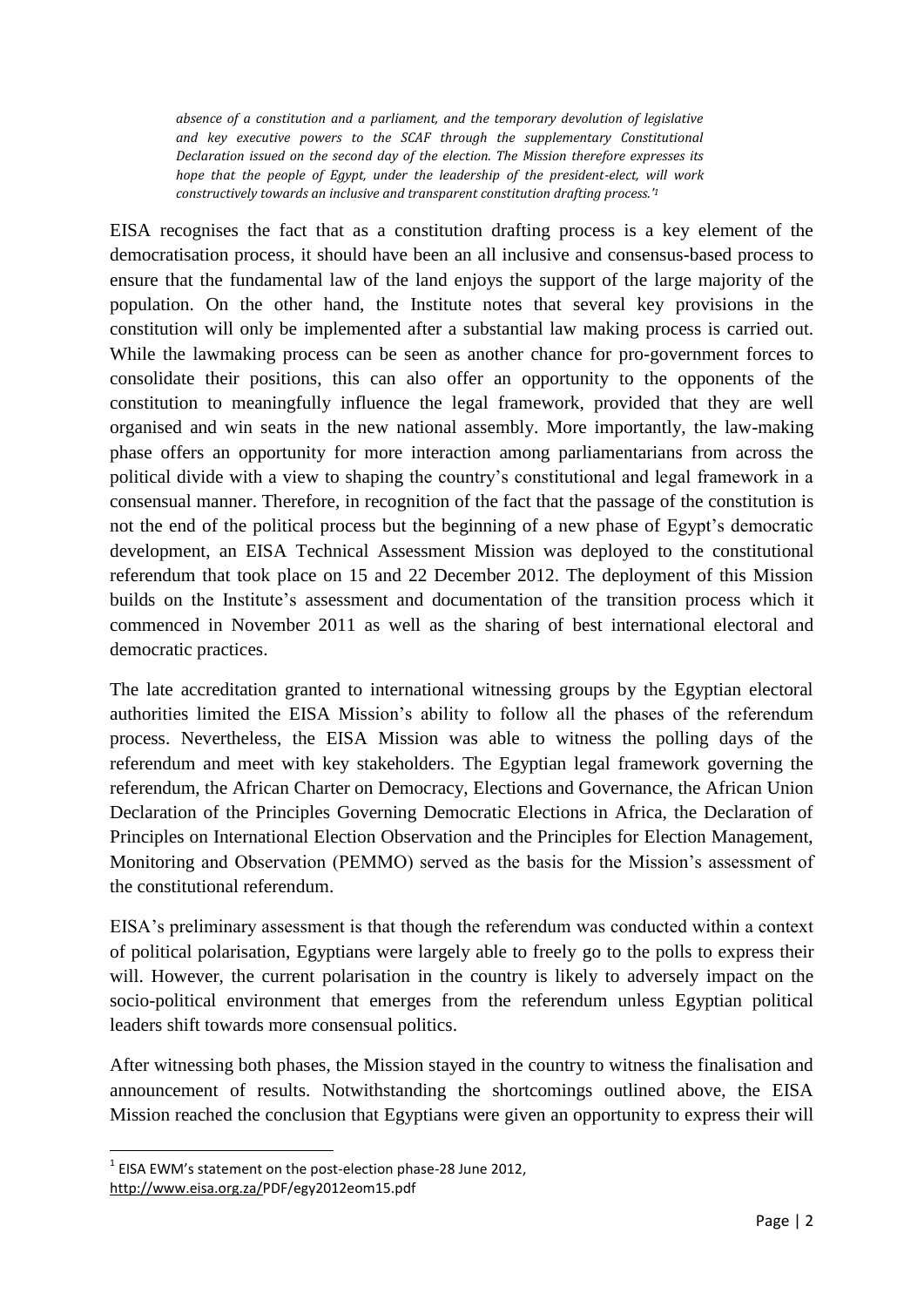*absence of a constitution and a parliament, and the temporary devolution of legislative and key executive powers to the SCAF through the supplementary Constitutional Declaration issued on the second day of the election. The Mission therefore expresses its hope that the people of Egypt, under the leadership of the president-elect, will work constructively towards an inclusive and transparent constitution drafting process.'*[1]

EISA recognises the fact that as a constitution drafting process is a key element of the democratisation process, it should have been an all inclusive and consensus-based process to ensure that the fundamental law of the land enjoys the support of the large majority of the population. On the other hand, the Institute notes that several key provisions in the constitution will only be implemented after a substantial law making process is carried out. While the lawmaking process can be seen as another chance for pro-government forces to consolidate their positions, this can also offer an opportunity to the opponents of the constitution to meaningfully influence the legal framework, provided that they are well organised and win seats in the new national assembly. More importantly, the law-making phase offers an opportunity for more interaction among parliamentarians from across the political divide with a view to shaping the country's constitutional and legal framework in a consensual manner. Therefore, in recognition of the fact that the passage of the constitution is not the end of the political process but the beginning of a new phase of Egypt's democratic development, an EISA Technical Assessment Mission was deployed to the constitutional referendum that took place on 15 and 22 December 2012. The deployment of this Mission builds on the Institute's assessment and documentation of the transition process which it commenced in November 2011 as well as the sharing of best international electoral and democratic practices.

The late accreditation granted to international witnessing groups by the Egyptian electoral authorities limited the EISA Mission's ability to follow all the phases of the referendum process. Nevertheless, the EISA Mission was able to witness the polling days of the referendum and meet with key stakeholders. The Egyptian legal framework governing the referendum, the African Charter on Democracy, Elections and Governance, the African Union Declaration of the Principles Governing Democratic Elections in Africa, the Declaration of Principles on International Election Observation and the Principles for Election Management, Monitoring and Observation (PEMMO) served as the basis for the Mission's assessment of the constitutional referendum.

EISA's preliminary assessment is that though the referendum was conducted within a context of political polarisation, Egyptians were largely able to freely go to the polls to express their will. However, the current polarisation in the country is likely to adversely impact on the socio-political environment that emerges from the referendum unless Egyptian political leaders shift towards more consensual politics.

After witnessing both phases, the Mission stayed in the country to witness the finalisation and announcement of results. Notwithstanding the shortcomings outlined above, the EISA Mission reached the conclusion that Egyptians were given an opportunity to express their will

---

[1] EISA EWM's statement on the post-election phase-28 June 2012, http://www.eisa.org.za/PDF/egy2012eom15.pdf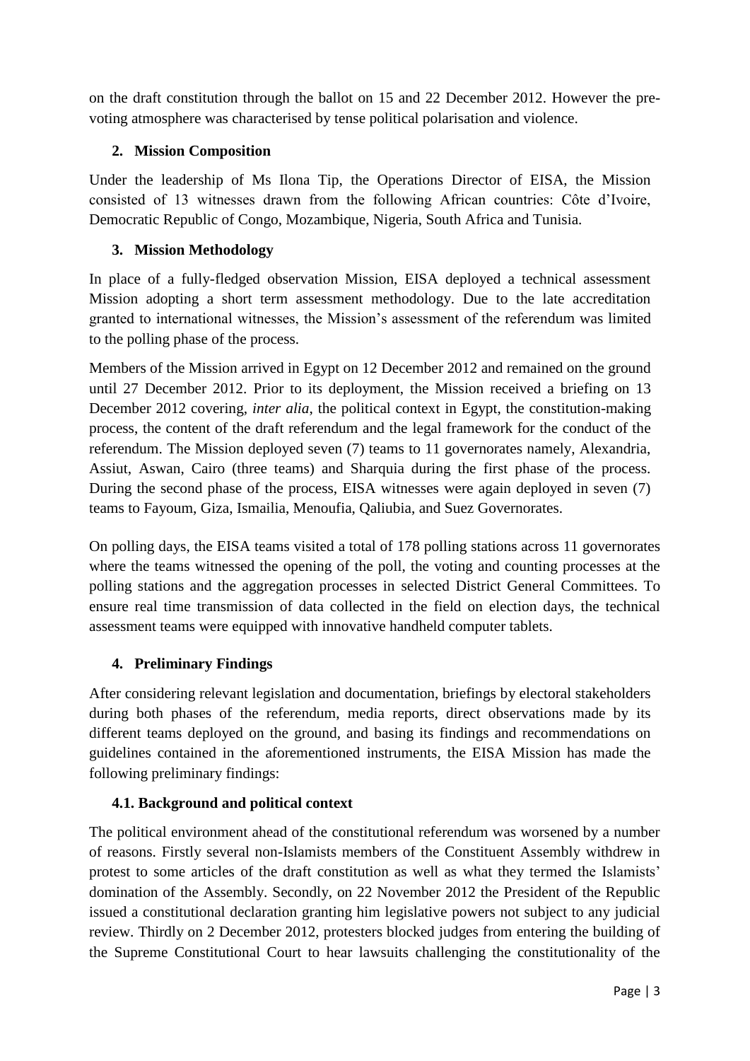on the draft constitution through the ballot on 15 and 22 December 2012. However the pre-voting atmosphere was characterised by tense political polarisation and violence.

## 2. Mission Composition

Under the leadership of Ms Ilona Tip, the Operations Director of EISA, the Mission consisted of 13 witnesses drawn from the following African countries: Côte d'Ivoire, Democratic Republic of Congo, Mozambique, Nigeria, South Africa and Tunisia.

## 3. Mission Methodology

In place of a fully-fledged observation Mission, EISA deployed a technical assessment Mission adopting a short term assessment methodology. Due to the late accreditation granted to international witnesses, the Mission's assessment of the referendum was limited to the polling phase of the process.

Members of the Mission arrived in Egypt on 12 December 2012 and remained on the ground until 27 December 2012. Prior to its deployment, the Mission received a briefing on 13 December 2012 covering, *inter alia*, the political context in Egypt, the constitution-making process, the content of the draft referendum and the legal framework for the conduct of the referendum. The Mission deployed seven (7) teams to 11 governorates namely, Alexandria, Assiut, Aswan, Cairo (three teams) and Sharquia during the first phase of the process. During the second phase of the process, EISA witnesses were again deployed in seven (7) teams to Fayoum, Giza, Ismailia, Menoufia, Qaliubia, and Suez Governorates.

On polling days, the EISA teams visited a total of 178 polling stations across 11 governorates where the teams witnessed the opening of the poll, the voting and counting processes at the polling stations and the aggregation processes in selected District General Committees. To ensure real time transmission of data collected in the field on election days, the technical assessment teams were equipped with innovative handheld computer tablets.

## 4. Preliminary Findings

After considering relevant legislation and documentation, briefings by electoral stakeholders during both phases of the referendum, media reports, direct observations made by its different teams deployed on the ground, and basing its findings and recommendations on guidelines contained in the aforementioned instruments, the EISA Mission has made the following preliminary findings:

### 4.1. Background and political context

The political environment ahead of the constitutional referendum was worsened by a number of reasons. Firstly several non-Islamists members of the Constituent Assembly withdrew in protest to some articles of the draft constitution as well as what they termed the Islamists' domination of the Assembly. Secondly, on 22 November 2012 the President of the Republic issued a constitutional declaration granting him legislative powers not subject to any judicial review. Thirdly on 2 December 2012, protesters blocked judges from entering the building of the Supreme Constitutional Court to hear lawsuits challenging the constitutionality of the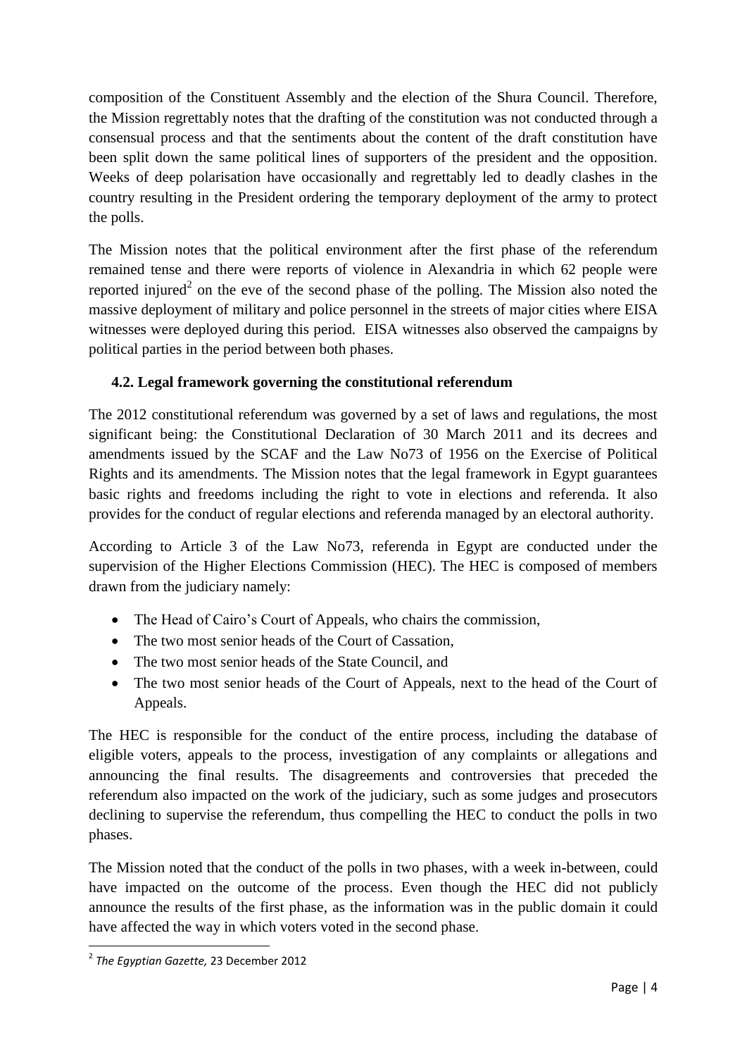composition of the Constituent Assembly and the election of the Shura Council. Therefore, the Mission regrettably notes that the drafting of the constitution was not conducted through a consensual process and that the sentiments about the content of the draft constitution have been split down the same political lines of supporters of the president and the opposition. Weeks of deep polarisation have occasionally and regrettably led to deadly clashes in the country resulting in the President ordering the temporary deployment of the army to protect the polls.

The Mission notes that the political environment after the first phase of the referendum remained tense and there were reports of violence in Alexandria in which 62 people were reported injured[2] on the eve of the second phase of the polling. The Mission also noted the massive deployment of military and police personnel in the streets of major cities where EISA witnesses were deployed during this period. EISA witnesses also observed the campaigns by political parties in the period between both phases.

### 4.2. Legal framework governing the constitutional referendum

The 2012 constitutional referendum was governed by a set of laws and regulations, the most significant being: the Constitutional Declaration of 30 March 2011 and its decrees and amendments issued by the SCAF and the Law No73 of 1956 on the Exercise of Political Rights and its amendments. The Mission notes that the legal framework in Egypt guarantees basic rights and freedoms including the right to vote in elections and referenda. It also provides for the conduct of regular elections and referenda managed by an electoral authority.

According to Article 3 of the Law No73, referenda in Egypt are conducted under the supervision of the Higher Elections Commission (HEC). The HEC is composed of members drawn from the judiciary namely:

- The Head of Cairo's Court of Appeals, who chairs the commission,
- The two most senior heads of the Court of Cassation,
- The two most senior heads of the State Council, and
- The two most senior heads of the Court of Appeals, next to the head of the Court of Appeals.

The HEC is responsible for the conduct of the entire process, including the database of eligible voters, appeals to the process, investigation of any complaints or allegations and announcing the final results. The disagreements and controversies that preceded the referendum also impacted on the work of the judiciary, such as some judges and prosecutors declining to supervise the referendum, thus compelling the HEC to conduct the polls in two phases.

The Mission noted that the conduct of the polls in two phases, with a week in-between, could have impacted on the outcome of the process. Even though the HEC did not publicly announce the results of the first phase, as the information was in the public domain it could have affected the way in which voters voted in the second phase.

[2] *The Egyptian Gazette,* 23 December 2012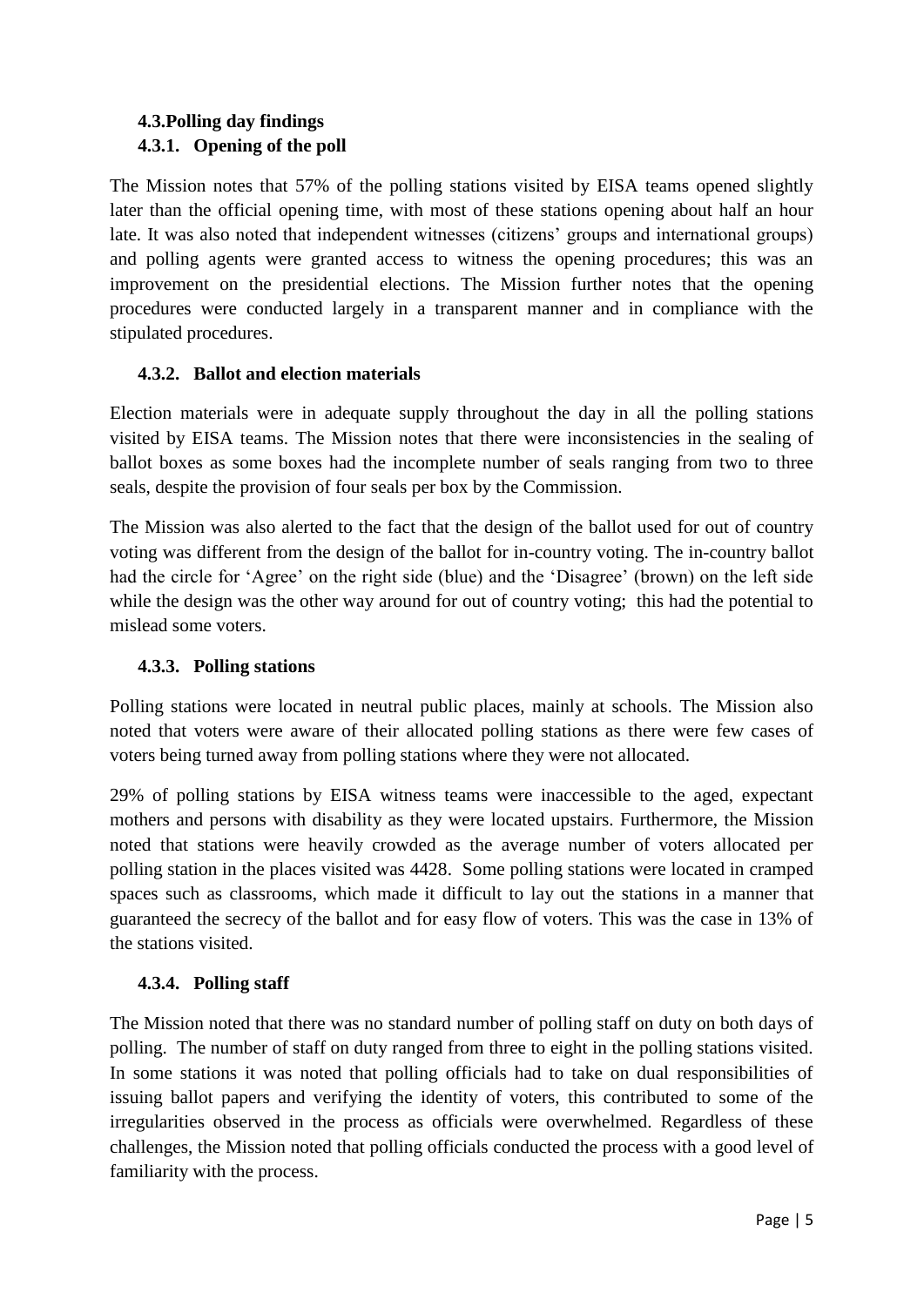### 4.3. Polling day findings

#### 4.3.1. Opening of the poll

The Mission notes that 57% of the polling stations visited by EISA teams opened slightly later than the official opening time, with most of these stations opening about half an hour late. It was also noted that independent witnesses (citizens' groups and international groups) and polling agents were granted access to witness the opening procedures; this was an improvement on the presidential elections. The Mission further notes that the opening procedures were conducted largely in a transparent manner and in compliance with the stipulated procedures.

#### 4.3.2. Ballot and election materials

Election materials were in adequate supply throughout the day in all the polling stations visited by EISA teams. The Mission notes that there were inconsistencies in the sealing of ballot boxes as some boxes had the incomplete number of seals ranging from two to three seals, despite the provision of four seals per box by the Commission.

The Mission was also alerted to the fact that the design of the ballot used for out of country voting was different from the design of the ballot for in-country voting. The in-country ballot had the circle for 'Agree' on the right side (blue) and the 'Disagree' (brown) on the left side while the design was the other way around for out of country voting; this had the potential to mislead some voters.

#### 4.3.3. Polling stations

Polling stations were located in neutral public places, mainly at schools. The Mission also noted that voters were aware of their allocated polling stations as there were few cases of voters being turned away from polling stations where they were not allocated.

29% of polling stations by EISA witness teams were inaccessible to the aged, expectant mothers and persons with disability as they were located upstairs. Furthermore, the Mission noted that stations were heavily crowded as the average number of voters allocated per polling station in the places visited was 4428. Some polling stations were located in cramped spaces such as classrooms, which made it difficult to lay out the stations in a manner that guaranteed the secrecy of the ballot and for easy flow of voters. This was the case in 13% of the stations visited.

#### 4.3.4. Polling staff

The Mission noted that there was no standard number of polling staff on duty on both days of polling. The number of staff on duty ranged from three to eight in the polling stations visited. In some stations it was noted that polling officials had to take on dual responsibilities of issuing ballot papers and verifying the identity of voters, this contributed to some of the irregularities observed in the process as officials were overwhelmed. Regardless of these challenges, the Mission noted that polling officials conducted the process with a good level of familiarity with the process.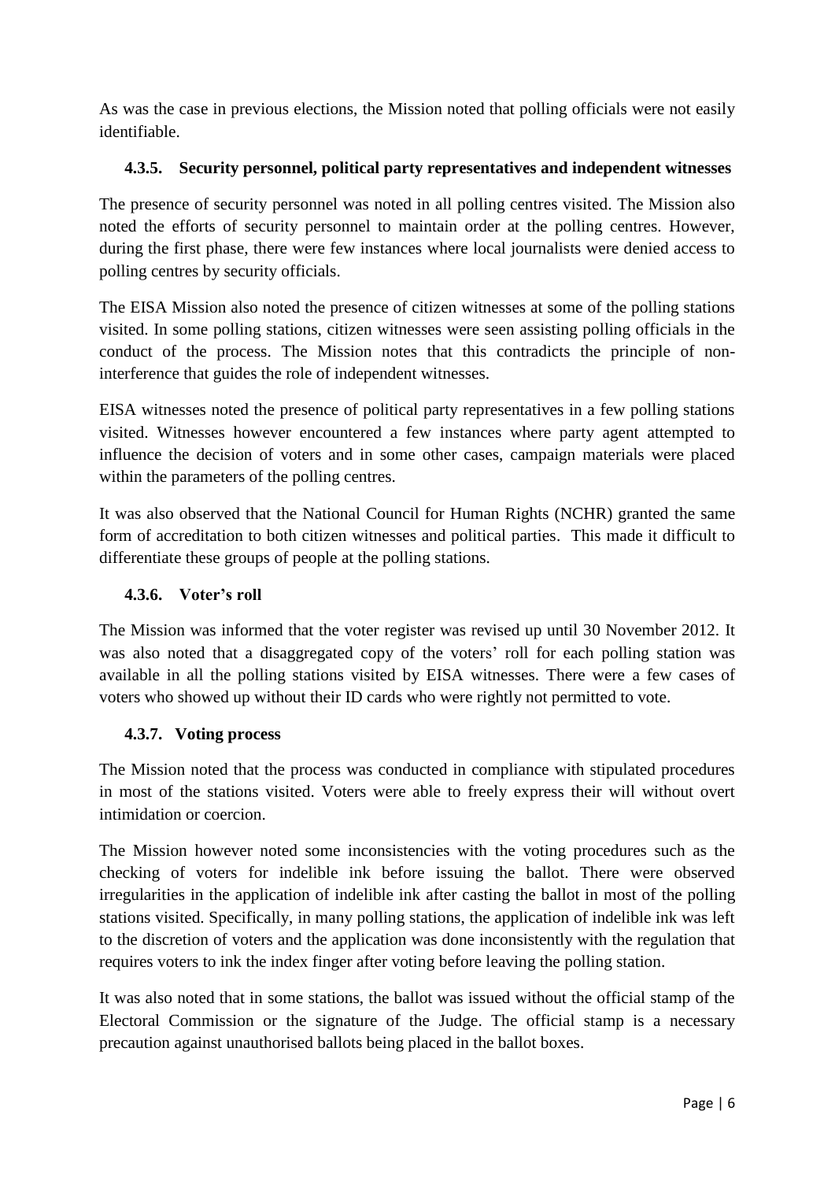As was the case in previous elections, the Mission noted that polling officials were not easily identifiable.

#### 4.3.5. Security personnel, political party representatives and independent witnesses

The presence of security personnel was noted in all polling centres visited. The Mission also noted the efforts of security personnel to maintain order at the polling centres. However, during the first phase, there were few instances where local journalists were denied access to polling centres by security officials.

The EISA Mission also noted the presence of citizen witnesses at some of the polling stations visited. In some polling stations, citizen witnesses were seen assisting polling officials in the conduct of the process. The Mission notes that this contradicts the principle of non-interference that guides the role of independent witnesses.

EISA witnesses noted the presence of political party representatives in a few polling stations visited. Witnesses however encountered a few instances where party agent attempted to influence the decision of voters and in some other cases, campaign materials were placed within the parameters of the polling centres.

It was also observed that the National Council for Human Rights (NCHR) granted the same form of accreditation to both citizen witnesses and political parties. This made it difficult to differentiate these groups of people at the polling stations.

#### 4.3.6. Voter's roll

The Mission was informed that the voter register was revised up until 30 November 2012. It was also noted that a disaggregated copy of the voters' roll for each polling station was available in all the polling stations visited by EISA witnesses. There were a few cases of voters who showed up without their ID cards who were rightly not permitted to vote.

#### 4.3.7. Voting process

The Mission noted that the process was conducted in compliance with stipulated procedures in most of the stations visited. Voters were able to freely express their will without overt intimidation or coercion.

The Mission however noted some inconsistencies with the voting procedures such as the checking of voters for indelible ink before issuing the ballot. There were observed irregularities in the application of indelible ink after casting the ballot in most of the polling stations visited. Specifically, in many polling stations, the application of indelible ink was left to the discretion of voters and the application was done inconsistently with the regulation that requires voters to ink the index finger after voting before leaving the polling station.

It was also noted that in some stations, the ballot was issued without the official stamp of the Electoral Commission or the signature of the Judge. The official stamp is a necessary precaution against unauthorised ballots being placed in the ballot boxes.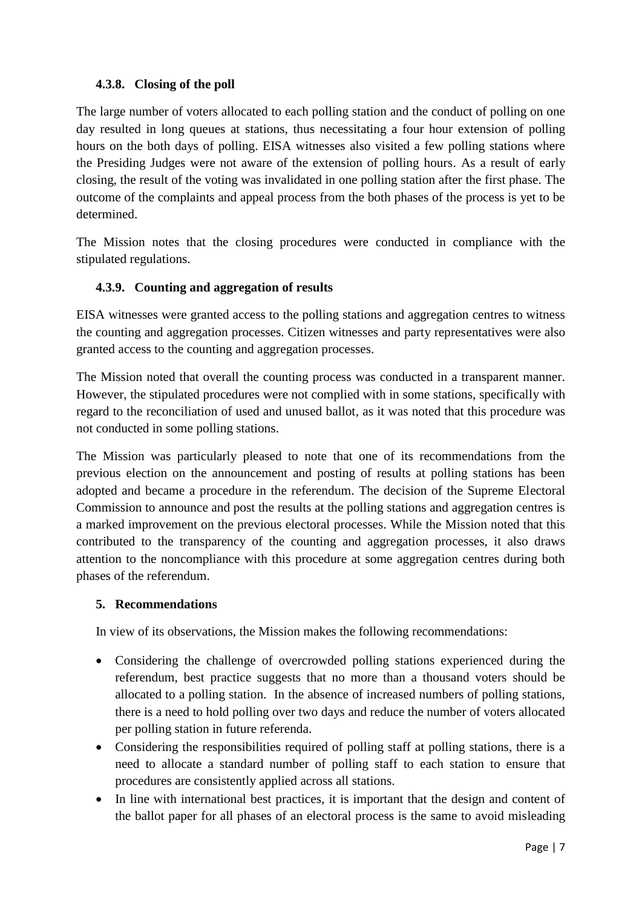#### 4.3.8. Closing of the poll

The large number of voters allocated to each polling station and the conduct of polling on one day resulted in long queues at stations, thus necessitating a four hour extension of polling hours on the both days of polling. EISA witnesses also visited a few polling stations where the Presiding Judges were not aware of the extension of polling hours. As a result of early closing, the result of the voting was invalidated in one polling station after the first phase. The outcome of the complaints and appeal process from the both phases of the process is yet to be determined.

The Mission notes that the closing procedures were conducted in compliance with the stipulated regulations.

#### 4.3.9. Counting and aggregation of results

EISA witnesses were granted access to the polling stations and aggregation centres to witness the counting and aggregation processes. Citizen witnesses and party representatives were also granted access to the counting and aggregation processes.

The Mission noted that overall the counting process was conducted in a transparent manner. However, the stipulated procedures were not complied with in some stations, specifically with regard to the reconciliation of used and unused ballot, as it was noted that this procedure was not conducted in some polling stations.

The Mission was particularly pleased to note that one of its recommendations from the previous election on the announcement and posting of results at polling stations has been adopted and became a procedure in the referendum. The decision of the Supreme Electoral Commission to announce and post the results at the polling stations and aggregation centres is a marked improvement on the previous electoral processes. While the Mission noted that this contributed to the transparency of the counting and aggregation processes, it also draws attention to the noncompliance with this procedure at some aggregation centres during both phases of the referendum.

## 5. Recommendations

In view of its observations, the Mission makes the following recommendations:

- Considering the challenge of overcrowded polling stations experienced during the referendum, best practice suggests that no more than a thousand voters should be allocated to a polling station. In the absence of increased numbers of polling stations, there is a need to hold polling over two days and reduce the number of voters allocated per polling station in future referenda.
- Considering the responsibilities required of polling staff at polling stations, there is a need to allocate a standard number of polling staff to each station to ensure that procedures are consistently applied across all stations.
- In line with international best practices, it is important that the design and content of the ballot paper for all phases of an electoral process is the same to avoid misleading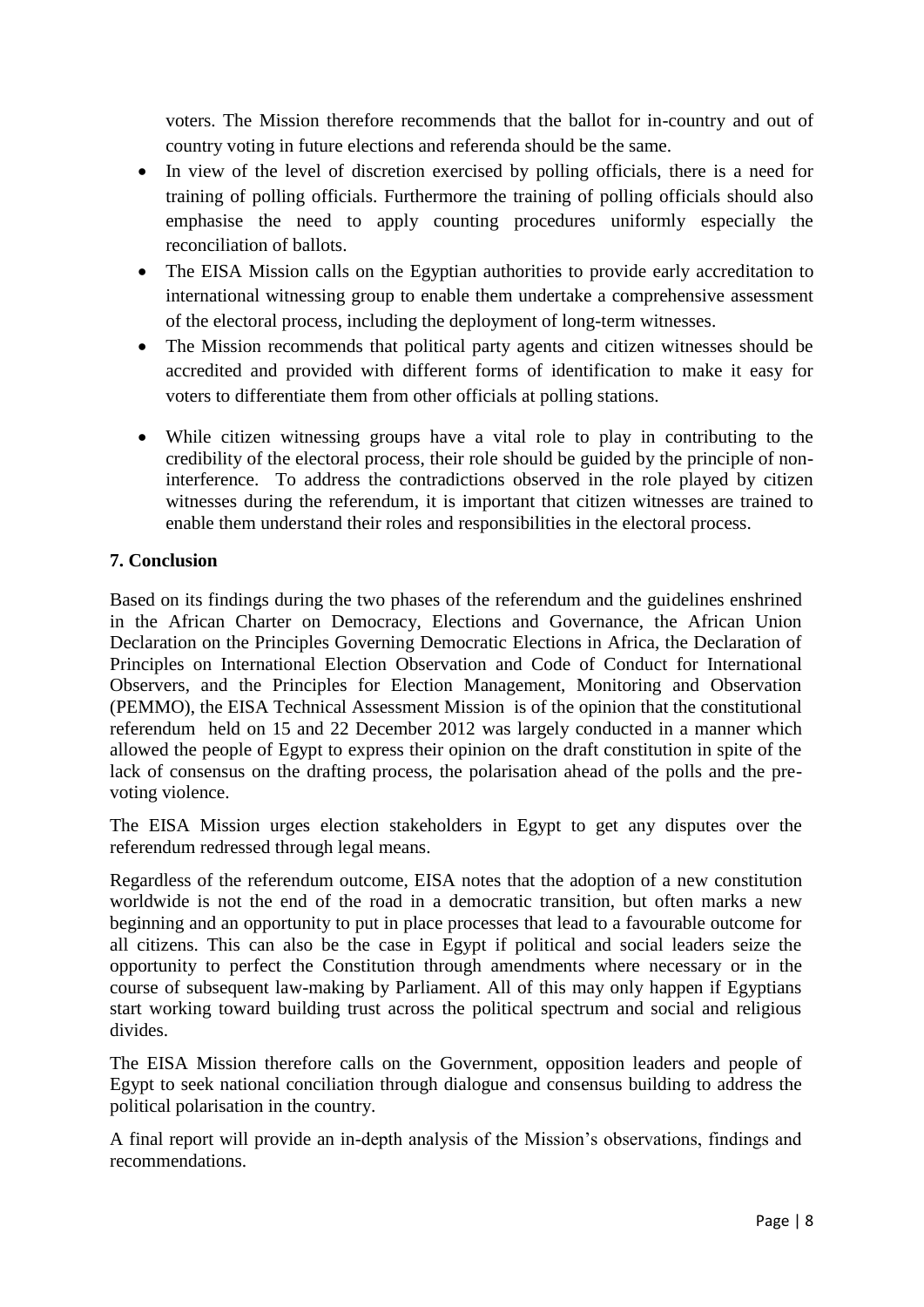voters. The Mission therefore recommends that the ballot for in-country and out of country voting in future elections and referenda should be the same.

- In view of the level of discretion exercised by polling officials, there is a need for training of polling officials. Furthermore the training of polling officials should also emphasise the need to apply counting procedures uniformly especially the reconciliation of ballots.
- The EISA Mission calls on the Egyptian authorities to provide early accreditation to international witnessing group to enable them undertake a comprehensive assessment of the electoral process, including the deployment of long-term witnesses.
- The Mission recommends that political party agents and citizen witnesses should be accredited and provided with different forms of identification to make it easy for voters to differentiate them from other officials at polling stations.
- While citizen witnessing groups have a vital role to play in contributing to the credibility of the electoral process, their role should be guided by the principle of non-interference. To address the contradictions observed in the role played by citizen witnesses during the referendum, it is important that citizen witnesses are trained to enable them understand their roles and responsibilities in the electoral process.

## 7. Conclusion

Based on its findings during the two phases of the referendum and the guidelines enshrined in the African Charter on Democracy, Elections and Governance, the African Union Declaration on the Principles Governing Democratic Elections in Africa, the Declaration of Principles on International Election Observation and Code of Conduct for International Observers, and the Principles for Election Management, Monitoring and Observation (PEMMO), the EISA Technical Assessment Mission is of the opinion that the constitutional referendum held on 15 and 22 December 2012 was largely conducted in a manner which allowed the people of Egypt to express their opinion on the draft constitution in spite of the lack of consensus on the drafting process, the polarisation ahead of the polls and the pre-voting violence.

The EISA Mission urges election stakeholders in Egypt to get any disputes over the referendum redressed through legal means.

Regardless of the referendum outcome, EISA notes that the adoption of a new constitution worldwide is not the end of the road in a democratic transition, but often marks a new beginning and an opportunity to put in place processes that lead to a favourable outcome for all citizens. This can also be the case in Egypt if political and social leaders seize the opportunity to perfect the Constitution through amendments where necessary or in the course of subsequent law-making by Parliament. All of this may only happen if Egyptians start working toward building trust across the political spectrum and social and religious divides.

The EISA Mission therefore calls on the Government, opposition leaders and people of Egypt to seek national conciliation through dialogue and consensus building to address the political polarisation in the country.

A final report will provide an in-depth analysis of the Mission's observations, findings and recommendations.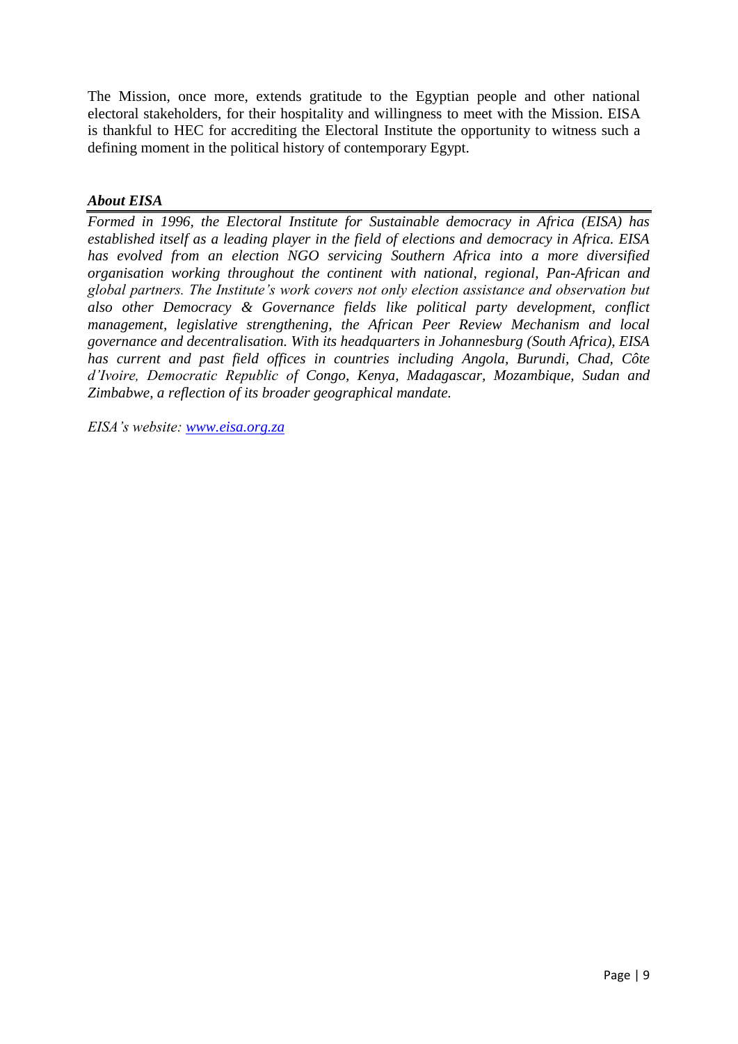The Mission, once more, extends gratitude to the Egyptian people and other national electoral stakeholders, for their hospitality and willingness to meet with the Mission. EISA is thankful to HEC for accrediting the Electoral Institute the opportunity to witness such a defining moment in the political history of contemporary Egypt.

### *About EISA*

***Formed in 1996, the Electoral Institute for Sustainable democracy in Africa (EISA) has established itself as a leading player in the field of elections and democracy in Africa. EISA has evolved from an election NGO servicing Southern Africa into a more diversified organisation working throughout the continent with national, regional, Pan-African and global partners. The Institute's work covers not only election assistance and observation but also other Democracy & Governance fields like political party development, conflict management, legislative strengthening, the African Peer Review Mechanism and local governance and decentralisation. With its headquarters in Johannesburg (South Africa), EISA has current and past field offices in countries including Angola, Burundi, Chad, Côte d'Ivoire, Democratic Republic of Congo, Kenya, Madagascar, Mozambique, Sudan and Zimbabwe, a reflection of its broader geographical mandate.***

*EISA's website: www.eisa.org.za*